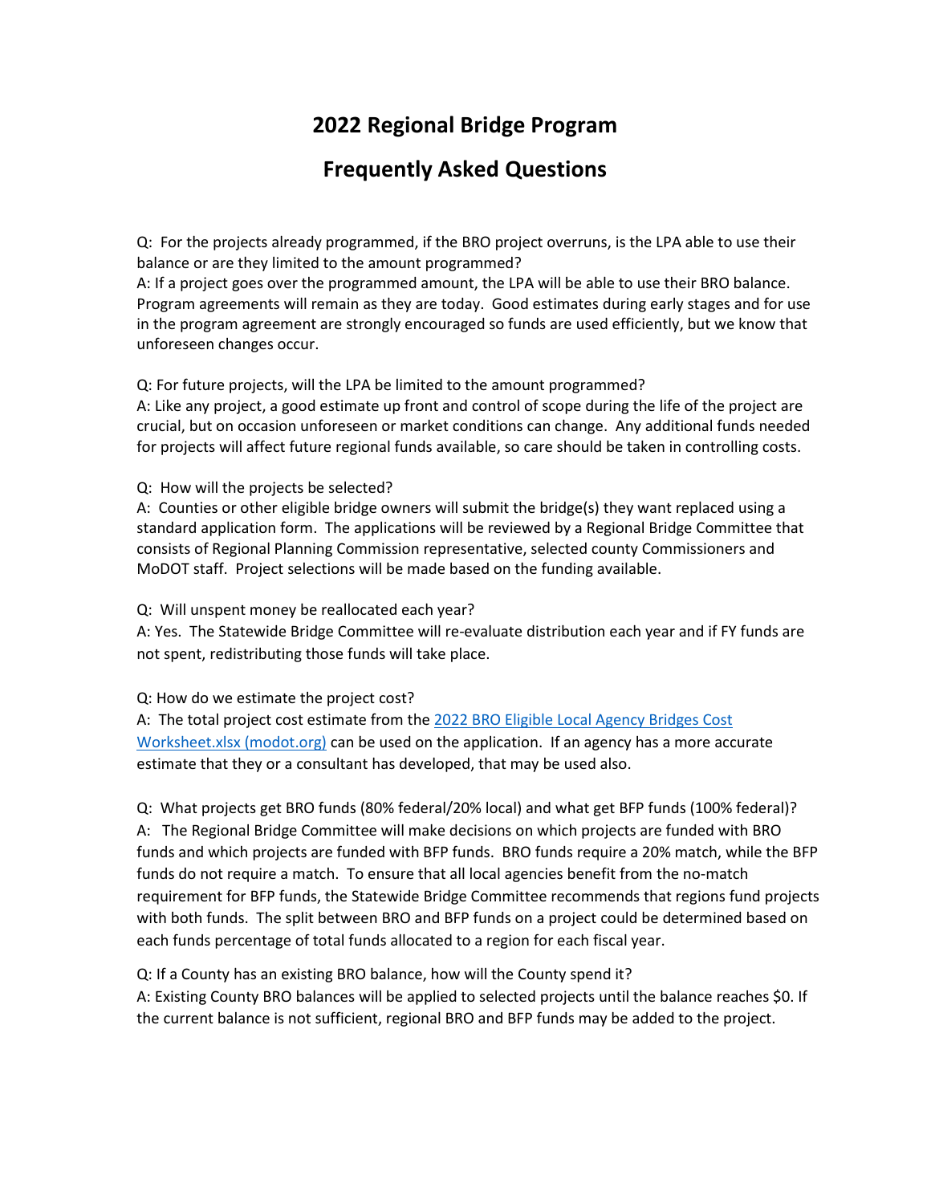# 2022 Regional Bridge Program

## Frequently Asked Questions

Q: For the projects already programmed, if the BRO project overruns, is the LPA able to use their balance or are they limited to the amount programmed?
A: If a project goes over the programmed amount, the LPA will be able to use their BRO balance. Program agreements will remain as they are today. Good estimates during early stages and for use in the program agreement are strongly encouraged so funds are used efficiently, but we know that unforeseen changes occur.

Q: For future projects, will the LPA be limited to the amount programmed?
A: Like any project, a good estimate up front and control of scope during the life of the project are crucial, but on occasion unforeseen or market conditions can change. Any additional funds needed for projects will affect future regional funds available, so care should be taken in controlling costs.

Q: How will the projects be selected?
A: Counties or other eligible bridge owners will submit the bridge(s) they want replaced using a standard application form. The applications will be reviewed by a Regional Bridge Committee that consists of Regional Planning Commission representative, selected county Commissioners and MoDOT staff. Project selections will be made based on the funding available.

Q: Will unspent money be reallocated each year?
A: Yes. The Statewide Bridge Committee will re-evaluate distribution each year and if FY funds are not spent, redistributing those funds will take place.

Q: How do we estimate the project cost?
A: The total project cost estimate from the [2022 BRO Eligible Local Agency Bridges Cost Worksheet.xlsx (modot.org)](modot.org) can be used on the application. If an agency has a more accurate estimate that they or a consultant has developed, that may be used also.

Q: What projects get BRO funds (80% federal/20% local) and what get BFP funds (100% federal)?
A: The Regional Bridge Committee will make decisions on which projects are funded with BRO funds and which projects are funded with BFP funds. BRO funds require a 20% match, while the BFP funds do not require a match. To ensure that all local agencies benefit from the no-match requirement for BFP funds, the Statewide Bridge Committee recommends that regions fund projects with both funds. The split between BRO and BFP funds on a project could be determined based on each funds percentage of total funds allocated to a region for each fiscal year.

Q: If a County has an existing BRO balance, how will the County spend it?
A: Existing County BRO balances will be applied to selected projects until the balance reaches $0. If the current balance is not sufficient, regional BRO and BFP funds may be added to the project.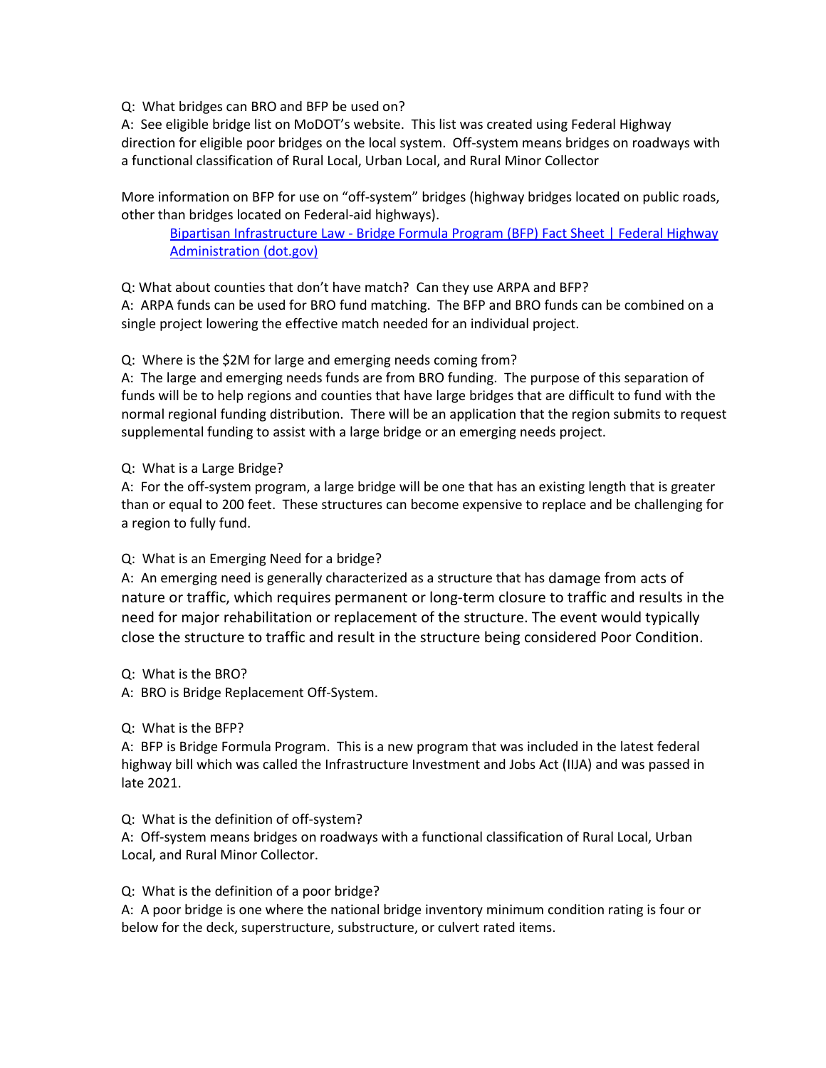Q: What bridges can BRO and BFP be used on?

A: See eligible bridge list on MoDOT's website. This list was created using Federal Highway direction for eligible poor bridges on the local system. Off-system means bridges on roadways with a functional classification of Rural Local, Urban Local, and Rural Minor Collector

More information on BFP for use on "off-system" bridges (highway bridges located on public roads, other than bridges located on Federal-aid highways).

> [Bipartisan Infrastructure Law - Bridge Formula Program (BFP) Fact Sheet | Federal Highway Administration (dot.gov)]()

Q: What about counties that don't have match? Can they use ARPA and BFP?

A: ARPA funds can be used for BRO fund matching. The BFP and BRO funds can be combined on a single project lowering the effective match needed for an individual project.

Q: Where is the $2M for large and emerging needs coming from?

A: The large and emerging needs funds are from BRO funding. The purpose of this separation of funds will be to help regions and counties that have large bridges that are difficult to fund with the normal regional funding distribution. There will be an application that the region submits to request supplemental funding to assist with a large bridge or an emerging needs project.

Q: What is a Large Bridge?

A: For the off-system program, a large bridge will be one that has an existing length that is greater than or equal to 200 feet. These structures can become expensive to replace and be challenging for a region to fully fund.

Q: What is an Emerging Need for a bridge?

A: An emerging need is generally characterized as a structure that has damage from acts of nature or traffic, which requires permanent or long-term closure to traffic and results in the need for major rehabilitation or replacement of the structure. The event would typically close the structure to traffic and result in the structure being considered Poor Condition.

Q: What is the BRO?

A: BRO is Bridge Replacement Off-System.

Q: What is the BFP?

A: BFP is Bridge Formula Program. This is a new program that was included in the latest federal highway bill which was called the Infrastructure Investment and Jobs Act (IIJA) and was passed in late 2021.

Q: What is the definition of off-system?

A: Off-system means bridges on roadways with a functional classification of Rural Local, Urban Local, and Rural Minor Collector.

Q: What is the definition of a poor bridge?

A: A poor bridge is one where the national bridge inventory minimum condition rating is four or below for the deck, superstructure, substructure, or culvert rated items.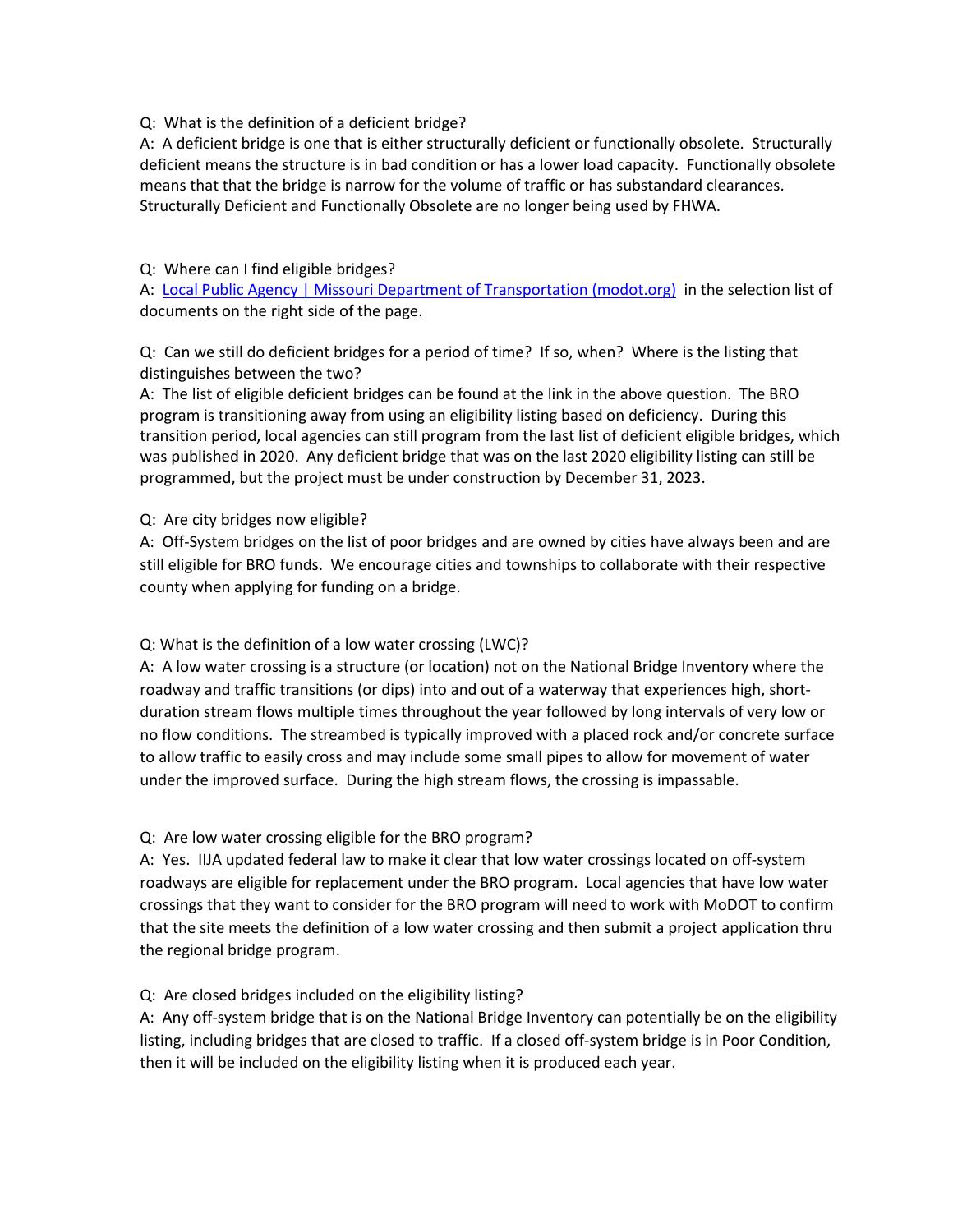Q: What is the definition of a deficient bridge?
A: A deficient bridge is one that is either structurally deficient or functionally obsolete. Structurally deficient means the structure is in bad condition or has a lower load capacity. Functionally obsolete means that that the bridge is narrow for the volume of traffic or has substandard clearances. Structurally Deficient and Functionally Obsolete are no longer being used by FHWA.

Q: Where can I find eligible bridges?
A: [Local Public Agency | Missouri Department of Transportation (modot.org)](https://www.modot.org) in the selection list of documents on the right side of the page.

Q: Can we still do deficient bridges for a period of time? If so, when? Where is the listing that distinguishes between the two?
A: The list of eligible deficient bridges can be found at the link in the above question. The BRO program is transitioning away from using an eligibility listing based on deficiency. During this transition period, local agencies can still program from the last list of deficient eligible bridges, which was published in 2020. Any deficient bridge that was on the last 2020 eligibility listing can still be programmed, but the project must be under construction by December 31, 2023.

Q: Are city bridges now eligible?
A: Off-System bridges on the list of poor bridges and are owned by cities have always been and are still eligible for BRO funds. We encourage cities and townships to collaborate with their respective county when applying for funding on a bridge.

Q: What is the definition of a low water crossing (LWC)?
A: A low water crossing is a structure (or location) not on the National Bridge Inventory where the roadway and traffic transitions (or dips) into and out of a waterway that experiences high, short-duration stream flows multiple times throughout the year followed by long intervals of very low or no flow conditions. The streambed is typically improved with a placed rock and/or concrete surface to allow traffic to easily cross and may include some small pipes to allow for movement of water under the improved surface. During the high stream flows, the crossing is impassable.

Q: Are low water crossing eligible for the BRO program?
A: Yes. IIJA updated federal law to make it clear that low water crossings located on off-system roadways are eligible for replacement under the BRO program. Local agencies that have low water crossings that they want to consider for the BRO program will need to work with MoDOT to confirm that the site meets the definition of a low water crossing and then submit a project application thru the regional bridge program.

Q: Are closed bridges included on the eligibility listing?
A: Any off-system bridge that is on the National Bridge Inventory can potentially be on the eligibility listing, including bridges that are closed to traffic. If a closed off-system bridge is in Poor Condition, then it will be included on the eligibility listing when it is produced each year.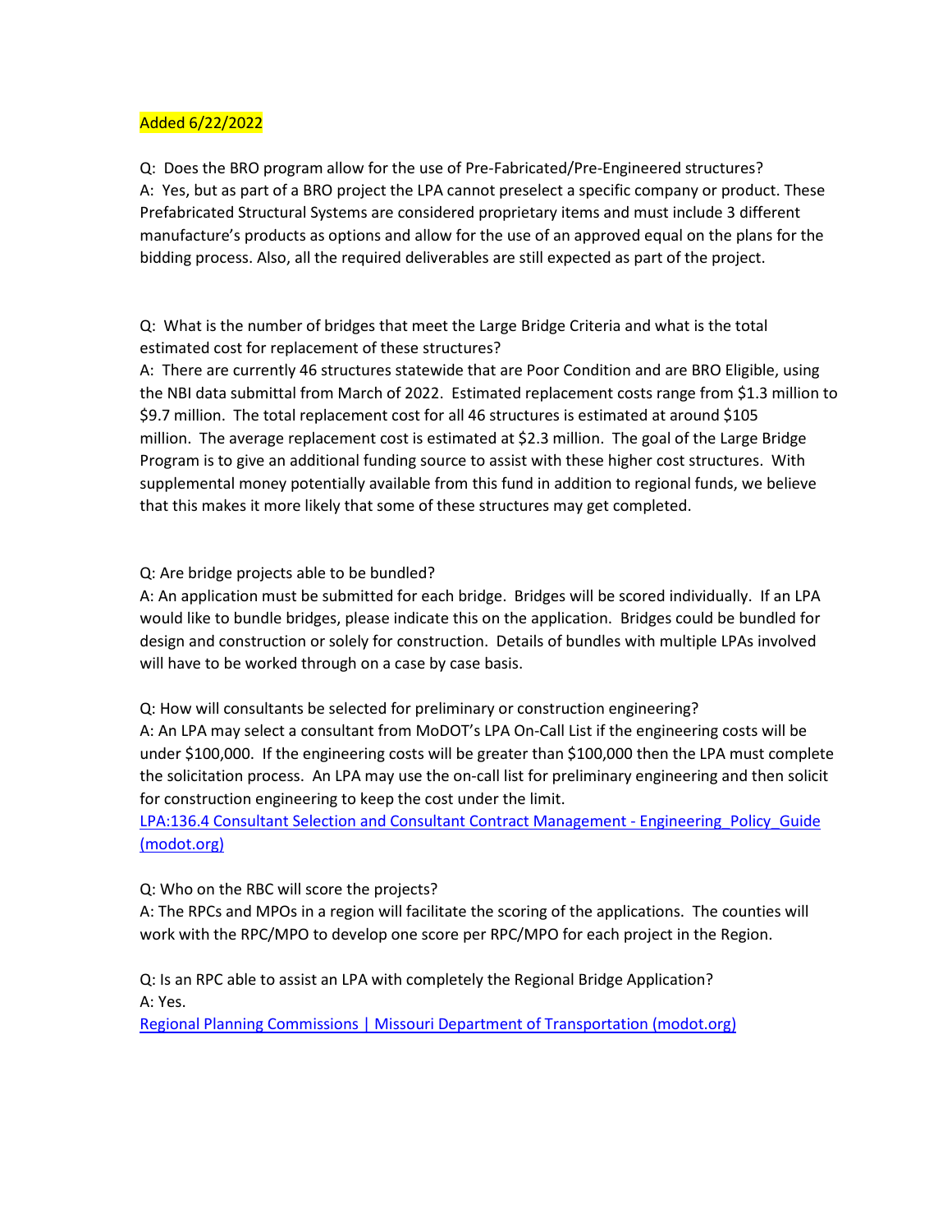Added 6/22/2022

Q: Does the BRO program allow for the use of Pre-Fabricated/Pre-Engineered structures?
A: Yes, but as part of a BRO project the LPA cannot preselect a specific company or product. These Prefabricated Structural Systems are considered proprietary items and must include 3 different manufacture's products as options and allow for the use of an approved equal on the plans for the bidding process. Also, all the required deliverables are still expected as part of the project.

Q: What is the number of bridges that meet the Large Bridge Criteria and what is the total estimated cost for replacement of these structures?
A: There are currently 46 structures statewide that are Poor Condition and are BRO Eligible, using the NBI data submittal from March of 2022. Estimated replacement costs range from $1.3 million to $9.7 million. The total replacement cost for all 46 structures is estimated at around $105 million. The average replacement cost is estimated at $2.3 million. The goal of the Large Bridge Program is to give an additional funding source to assist with these higher cost structures. With supplemental money potentially available from this fund in addition to regional funds, we believe that this makes it more likely that some of these structures may get completed.

Q: Are bridge projects able to be bundled?
A: An application must be submitted for each bridge. Bridges will be scored individually. If an LPA would like to bundle bridges, please indicate this on the application. Bridges could be bundled for design and construction or solely for construction. Details of bundles with multiple LPAs involved will have to be worked through on a case by case basis.

Q: How will consultants be selected for preliminary or construction engineering?
A: An LPA may select a consultant from MoDOT's LPA On-Call List if the engineering costs will be under $100,000. If the engineering costs will be greater than $100,000 then the LPA must complete the solicitation process. An LPA may use the on-call list for preliminary engineering and then solicit for construction engineering to keep the cost under the limit.
LPA:136.4 Consultant Selection and Consultant Contract Management - Engineering_Policy_Guide (modot.org)

Q: Who on the RBC will score the projects?
A: The RPCs and MPOs in a region will facilitate the scoring of the applications. The counties will work with the RPC/MPO to develop one score per RPC/MPO for each project in the Region.

Q: Is an RPC able to assist an LPA with completely the Regional Bridge Application?
A: Yes.
Regional Planning Commissions | Missouri Department of Transportation (modot.org)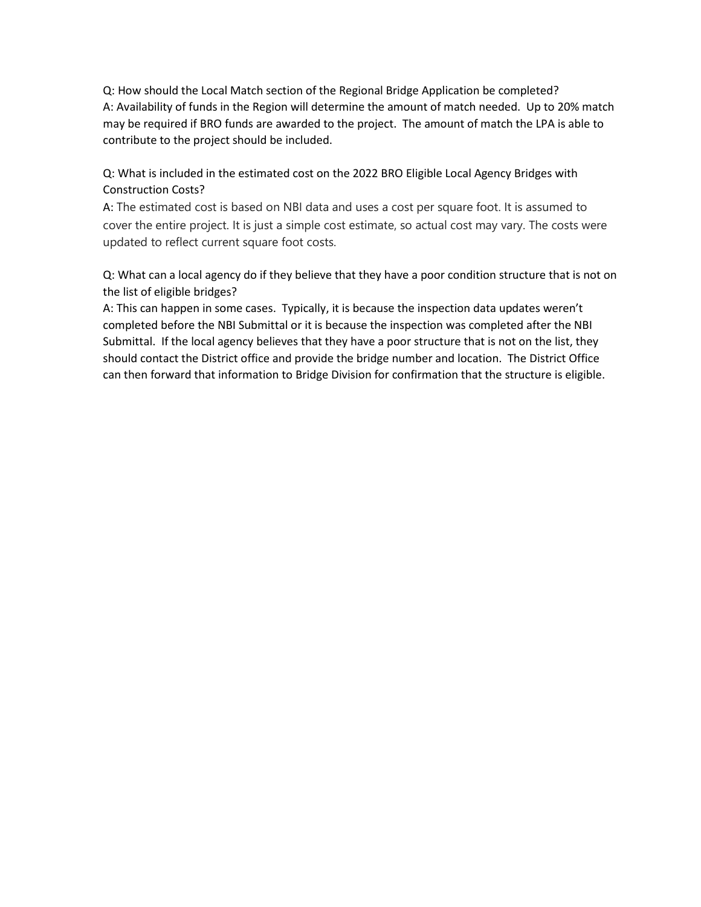Q: How should the Local Match section of the Regional Bridge Application be completed?
A: Availability of funds in the Region will determine the amount of match needed. Up to 20% match may be required if BRO funds are awarded to the project. The amount of match the LPA is able to contribute to the project should be included.

Q: What is included in the estimated cost on the 2022 BRO Eligible Local Agency Bridges with Construction Costs?
A: The estimated cost is based on NBI data and uses a cost per square foot. It is assumed to cover the entire project. It is just a simple cost estimate, so actual cost may vary. The costs were updated to reflect current square foot costs.

Q: What can a local agency do if they believe that they have a poor condition structure that is not on the list of eligible bridges?
A: This can happen in some cases. Typically, it is because the inspection data updates weren't completed before the NBI Submittal or it is because the inspection was completed after the NBI Submittal. If the local agency believes that they have a poor structure that is not on the list, they should contact the District office and provide the bridge number and location. The District Office can then forward that information to Bridge Division for confirmation that the structure is eligible.